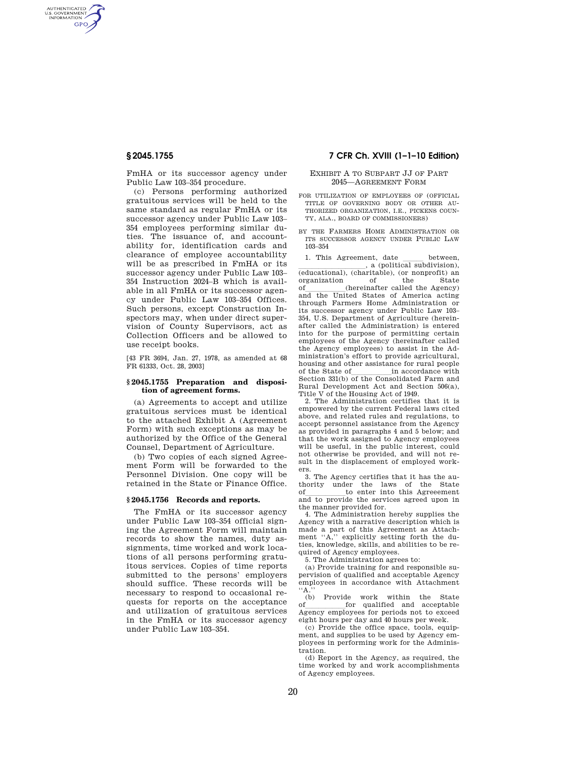FmHA or its successor agency under Public Law 103–354 procedure.

(c) Persons performing authorized gratuitous services will be held to the same standard as regular FmHA or its successor agency under Public Law 103–354 employees performing similar duties. The issuance of, and accountability for, identification cards and clearance of employee accountability will be as prescribed in FmHA or its successor agency under Public Law 103–354 Instruction 2024–B which is available in all FmHA or its successor agency under Public Law 103–354 Offices. Such persons, except Construction Inspectors may, when under direct supervision of County Supervisors, act as Collection Officers and be allowed to use receipt books.

[43 FR 3694, Jan. 27, 1978, as amended at 68 FR 61333, Oct. 28, 2003]

### § 2045.1755 Preparation and disposition of agreement forms.

(a) Agreements to accept and utilize gratuitous services must be identical to the attached Exhibit A (Agreement Form) with such exceptions as may be authorized by the Office of the General Counsel, Department of Agriculture.

(b) Two copies of each signed Agreement Form will be forwarded to the Personnel Division. One copy will be retained in the State or Finance Office.

### § 2045.1756 Records and reports.

The FmHA or its successor agency under Public Law 103–354 official signing the Agreement Form will maintain records to show the names, duty assignments, time worked and work locations of all persons performing gratuitous services. Copies of time reports submitted to the persons' employers should suffice. These records will be necessary to respond to occasional requests for reports on the acceptance and utilization of gratuitous services in the FmHA or its successor agency under Public Law 103–354.

## Exhibit A to Subpart JJ of Part 2045—Agreement Form

FOR UTILIZATION OF EMPLOYEES OF (OFFICIAL TITLE OF GOVERNING BODY OR OTHER AUTHORIZED ORGANIZATION, I.E., PICKENS COUNTY, ALA., BOARD OF COMMISSIONERS)

BY THE FARMERS HOME ADMINISTRATION OR ITS SUCCESSOR AGENCY UNDER PUBLIC LAW 103–354

1. This Agreement, date _____ between, _________________, a (political subdivision), (educational), (charitable), (or nonprofit) an organization of the State of__________(hereinafter called the Agency) and the United States of America acting through Farmers Home Administration or its successor agency under Public Law 103–354, U.S. Department of Agriculture (hereinafter called the Administration) is entered into for the purpose of permitting certain employees of the Agency (hereinafter called the Agency employees) to assist in the Administration's effort to provide agricultural, housing and other assistance for rural people of the State of__________in accordance with Section 331(b) of the Consolidated Farm and Rural Development Act and Section 506(a), Title V of the Housing Act of 1949.

2. The Administration certifies that it is empowered by the current Federal laws cited above, and related rules and regulations, to accept personnel assistance from the Agency as provided in paragraphs 4 and 5 below; and that the work assigned to Agency employees will be useful, in the public interest, could not otherwise be provided, and will not result in the displacement of employed workers.

3. The Agency certifies that it has the authority under the laws of the State of__________to enter into this Agreeement and to provide the services agreed upon in the manner provided for.

4. The Administration hereby supplies the Agency with a narrative description which is made a part of this Agreement as Attachment "A," explicitly setting forth the duties, knowledge, skills, and abilities to be required of Agency employees.

5. The Administration agrees to:

(a) Provide training for and responsible supervision of qualified and acceptable Agency employees in accordance with Attachment "A."

(b) Provide work within the State of__________for qualified and acceptable Agency employees for periods not to exceed eight hours per day and 40 hours per week.

(c) Provide the office space, tools, equipment, and supplies to be used by Agency employees in performing work for the Administration.

(d) Report in the Agency, as required, the time worked by and work accomplishments of Agency employees.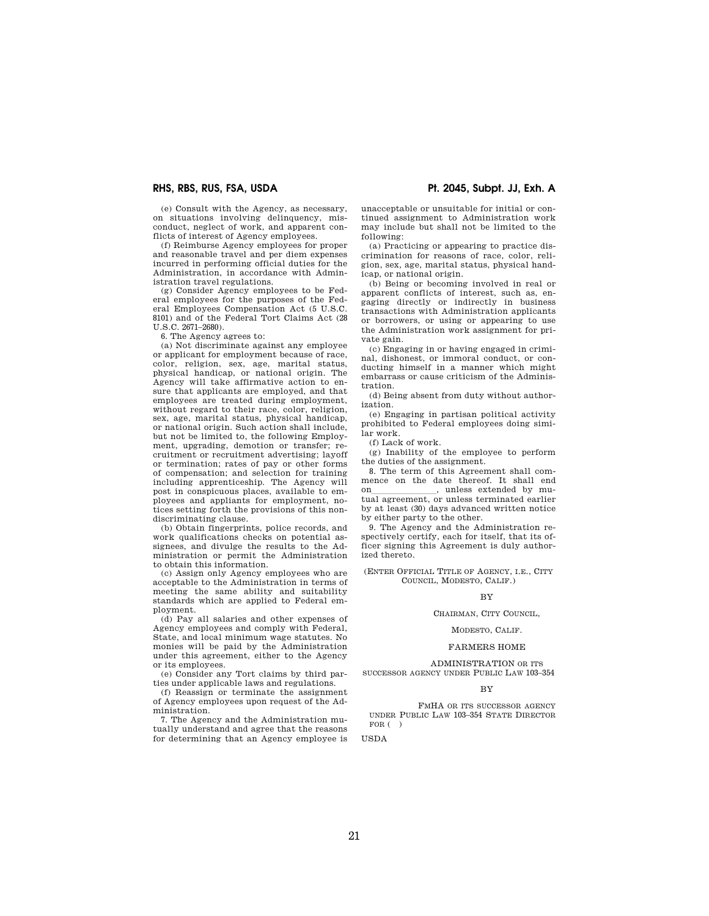(e) Consult with the Agency, as necessary, on situations involving delinquency, misconduct, neglect of work, and apparent conflicts of interest of Agency employees.

(f) Reimburse Agency employees for proper and reasonable travel and per diem expenses incurred in performing official duties for the Administration, in accordance with Administration travel regulations.

(g) Consider Agency employees to be Federal employees for the purposes of the Federal Employees Compensation Act (5 U.S.C. 8101) and of the Federal Tort Claims Act (28 U.S.C. 2671–2680).

6. The Agency agrees to:

(a) Not discriminate against any employee or applicant for employment because of race, color, religion, sex, age, marital status, physical handicap, or national origin. The Agency will take affirmative action to ensure that applicants are employed, and that employees are treated during employment, without regard to their race, color, religion, sex, age, marital status, physical handicap, or national origin. Such action shall include, but not be limited to, the following Employment, upgrading, demotion or transfer; recruitment or recruitment advertising; layoff or termination; rates of pay or other forms of compensation; and selection for training including apprenticeship. The Agency will post in conspicuous places, available to employees and appliants for employment, notices setting forth the provisions of this nondiscriminating clause.

(b) Obtain fingerprints, police records, and work qualifications checks on potential assignees, and divulge the results to the Administration or permit the Administration to obtain this information.

(c) Assign only Agency employees who are acceptable to the Administration in terms of meeting the same ability and suitability standards which are applied to Federal employment.

(d) Pay all salaries and other expenses of Agency employees and comply with Federal, State, and local minimum wage statutes. No monies will be paid by the Administration under this agreement, either to the Agency or its employees.

(e) Consider any Tort claims by third parties under applicable laws and regulations.

(f) Reassign or terminate the assignment of Agency employees upon request of the Administration.

7. The Agency and the Administration mutually understand and agree that the reasons for determining that an Agency employee is unacceptable or unsuitable for initial or continued assignment to Administration work may include but shall not be limited to the following:

(a) Practicing or appearing to practice discrimination for reasons of race, color, religion, sex, age, marital status, physical handicap, or national origin.

(b) Being or becoming involved in real or apparent conflicts of interest, such as, engaging directly or indirectly in business transactions with Administration applicants or borrowers, or using or appearing to use the Administration work assignment for private gain.

(c) Engaging in or having engaged in criminal, dishonest, or immoral conduct, or conducting himself in a manner which might embarrass or cause criticism of the Administration.

(d) Being absent from duty without authorization.

(e) Engaging in partisan political activity prohibited to Federal employees doing similar work.

(f) Lack of work.

(g) Inability of the employee to perform the duties of the assignment.

8. The term of this Agreement shall commence on the date thereof. It shall end on\_\_\_\_\_\_\_\_\_\_\_\_\_\_, unless extended by mutual agreement, or unless terminated earlier by at least (30) days advanced written notice by either party to the other.

9. The Agency and the Administration respectively certify, each for itself, that its officer signing this Agreement is duly authorized thereto.

(ENTER OFFICIAL TITLE OF AGENCY, I.E., CITY COUNCIL, MODESTO, CALIF.)

BY

CHAIRMAN, CITY COUNCIL,

MODESTO, CALIF.

FARMERS HOME

ADMINISTRATION OR ITS SUCCESSOR AGENCY UNDER PUBLIC LAW 103–354

BY

FMHA OR ITS SUCCESSOR AGENCY UNDER PUBLIC LAW 103–354 STATE DIRECTOR FOR ( )

USDA